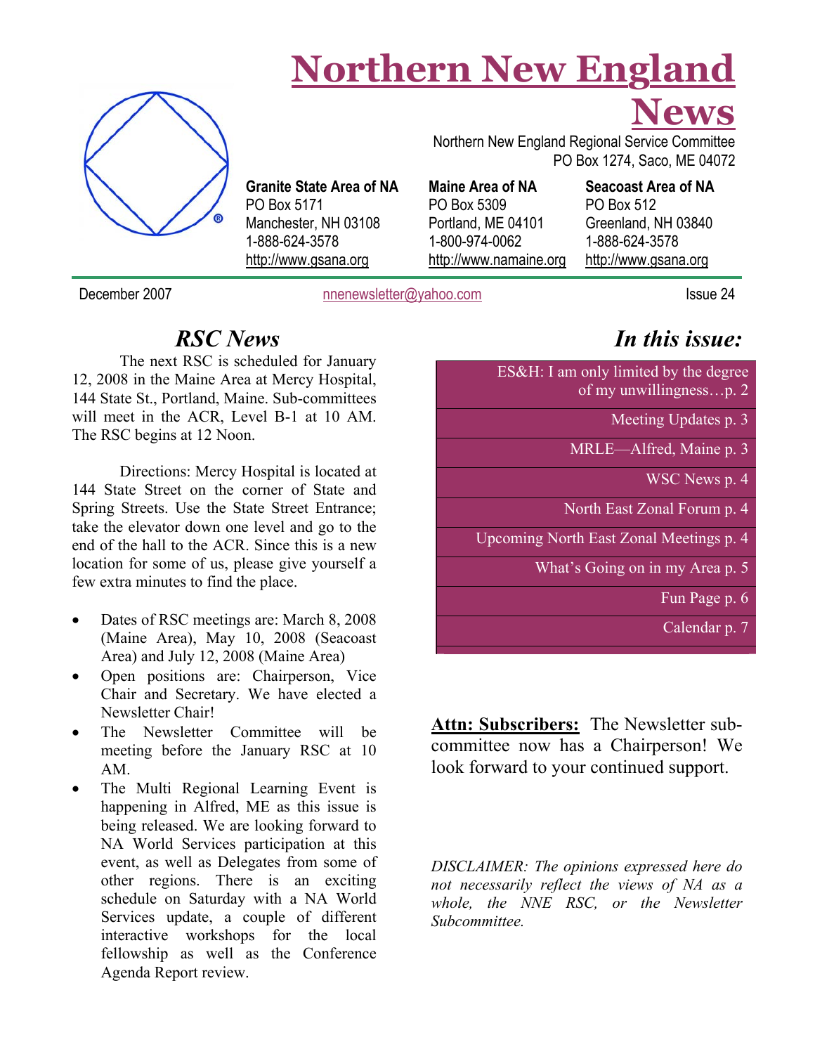# Northern New England News

Northern New England Regional Service Committee
PO Box 1274, Saco, ME 04072

**Granite State Area of NA**
PO Box 5171
Manchester, NH 03108
1-888-624-3578
http://www.gsana.org

**Maine Area of NA**
PO Box 5309
Portland, ME 04101
1-800-974-0062
http://www.namaine.org

**Seacoast Area of NA**
PO Box 512
Greenland, NH 03840
1-888-624-3578
http://www.gsana.org

December 2007 — nnenewsletter@yahoo.com — Issue 24

## *RSC News*

The next RSC is scheduled for January 12, 2008 in the Maine Area at Mercy Hospital, 144 State St., Portland, Maine. Sub-committees will meet in the ACR, Level B-1 at 10 AM. The RSC begins at 12 Noon.

Directions: Mercy Hospital is located at 144 State Street on the corner of State and Spring Streets. Use the State Street Entrance; take the elevator down one level and go to the end of the hall to the ACR. Since this is a new location for some of us, please give yourself a few extra minutes to find the place.

- Dates of RSC meetings are: March 8, 2008 (Maine Area), May 10, 2008 (Seacoast Area) and July 12, 2008 (Maine Area)
- Open positions are: Chairperson, Vice Chair and Secretary. We have elected a Newsletter Chair!
- The Newsletter Committee will be meeting before the January RSC at 10 AM.
- The Multi Regional Learning Event is happening in Alfred, ME as this issue is being released. We are looking forward to NA World Services participation at this event, as well as Delegates from some of other regions. There is an exciting schedule on Saturday with a NA World Services update, a couple of different interactive workshops for the local fellowship as well as the Conference Agenda Report review.

## *In this issue:*

- ES&H: I am only limited by the degree of my unwillingness…p. 2
- Meeting Updates p. 3
- MRLE—Alfred, Maine p. 3
- WSC News p. 4
- North East Zonal Forum p. 4
- Upcoming North East Zonal Meetings p. 4
- What's Going on in my Area p. 5
- Fun Page p. 6
- Calendar p. 7

**Attn: Subscribers:** The Newsletter sub-committee now has a Chairperson! We look forward to your continued support.

*DISCLAIMER: The opinions expressed here do not necessarily reflect the views of NA as a whole, the NNE RSC, or the Newsletter Subcommittee.*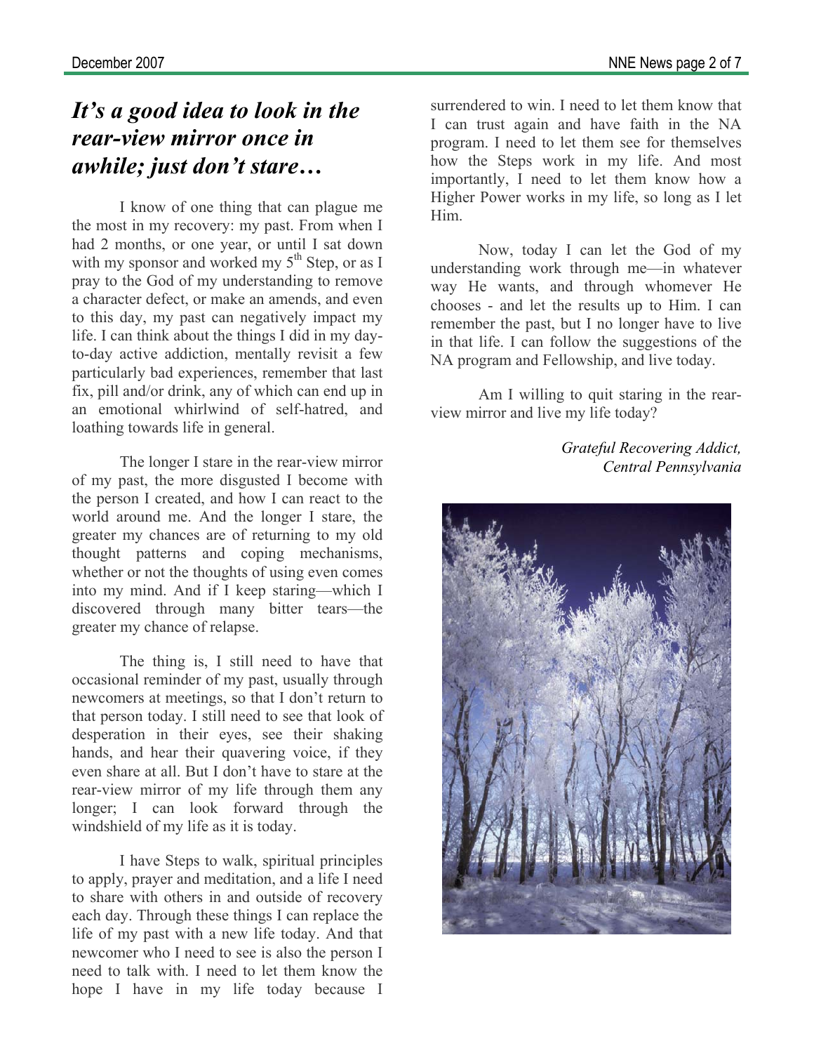## *It's a good idea to look in the rear-view mirror once in awhile; just don't stare…*

I know of one thing that can plague me the most in my recovery: my past. From when I had 2 months, or one year, or until I sat down with my sponsor and worked my 5th Step, or as I pray to the God of my understanding to remove a character defect, or make an amends, and even to this day, my past can negatively impact my life. I can think about the things I did in my day-to-day active addiction, mentally revisit a few particularly bad experiences, remember that last fix, pill and/or drink, any of which can end up in an emotional whirlwind of self-hatred, and loathing towards life in general.

The longer I stare in the rear-view mirror of my past, the more disgusted I become with the person I created, and how I can react to the world around me. And the longer I stare, the greater my chances are of returning to my old thought patterns and coping mechanisms, whether or not the thoughts of using even comes into my mind. And if I keep staring—which I discovered through many bitter tears—the greater my chance of relapse.

The thing is, I still need to have that occasional reminder of my past, usually through newcomers at meetings, so that I don't return to that person today. I still need to see that look of desperation in their eyes, see their shaking hands, and hear their quavering voice, if they even share at all. But I don't have to stare at the rear-view mirror of my life through them any longer; I can look forward through the windshield of my life as it is today.

I have Steps to walk, spiritual principles to apply, prayer and meditation, and a life I need to share with others in and outside of recovery each day. Through these things I can replace the life of my past with a new life today. And that newcomer who I need to see is also the person I need to talk with. I need to let them know the hope I have in my life today because I surrendered to win. I need to let them know that I can trust again and have faith in the NA program. I need to let them see for themselves how the Steps work in my life. And most importantly, I need to let them know how a Higher Power works in my life, so long as I let Him.

Now, today I can let the God of my understanding work through me—in whatever way He wants, and through whomever He chooses - and let the results up to Him. I can remember the past, but I no longer have to live in that life. I can follow the suggestions of the NA program and Fellowship, and live today.

Am I willing to quit staring in the rear-view mirror and live my life today?

*Grateful Recovering Addict,*
*Central Pennsylvania*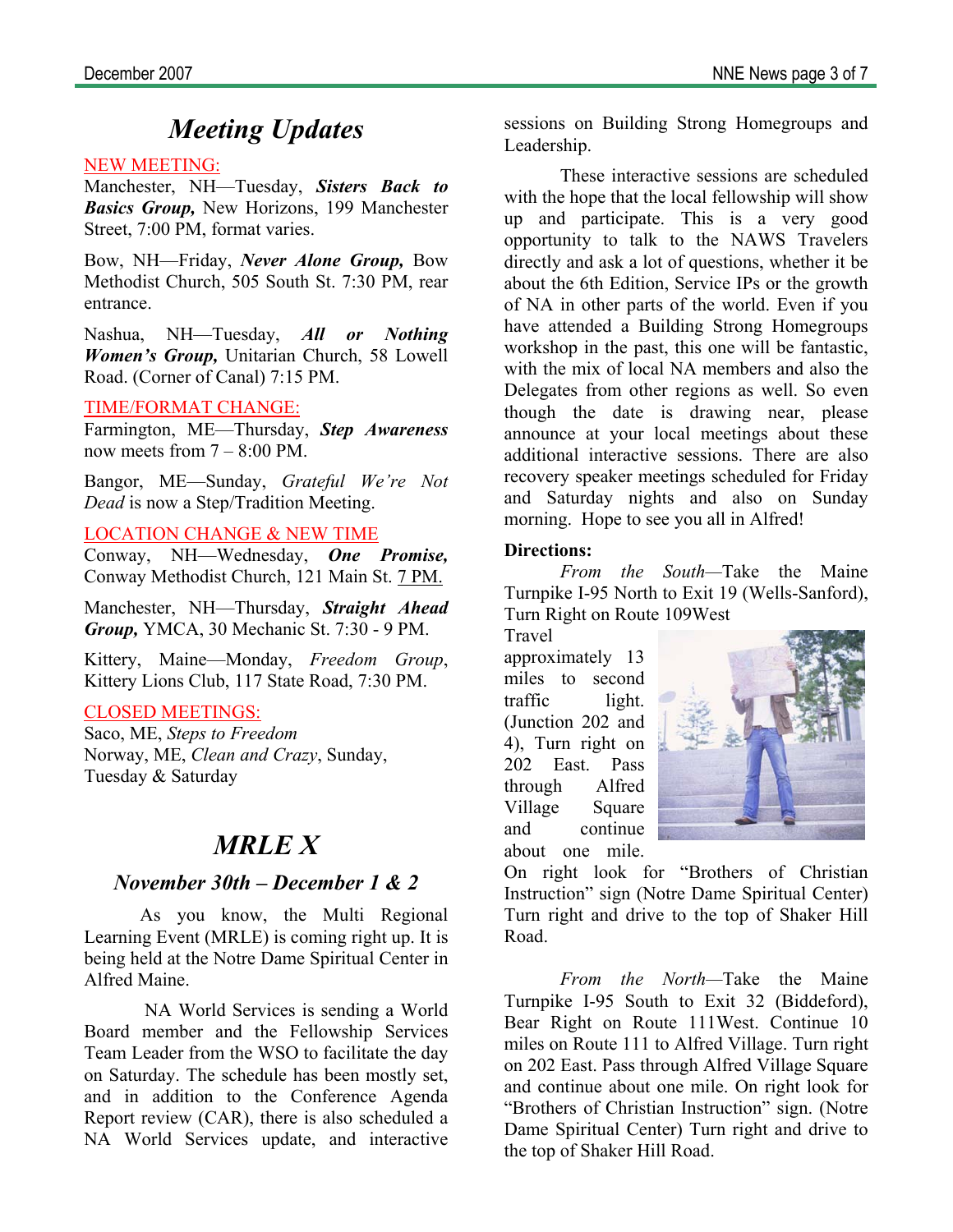# Meeting Updates

NEW MEETING:

Manchester, NH—Tuesday, ***Sisters Back to Basics Group,*** New Horizons, 199 Manchester Street, 7:00 PM, format varies.

Bow, NH—Friday, ***Never Alone Group,*** Bow Methodist Church, 505 South St. 7:30 PM, rear entrance.

Nashua, NH—Tuesday, ***All or Nothing Women's Group,*** Unitarian Church, 58 Lowell Road. (Corner of Canal) 7:15 PM.

TIME/FORMAT CHANGE:

Farmington, ME—Thursday, ***Step Awareness*** now meets from 7 – 8:00 PM.

Bangor, ME—Sunday, *Grateful We're Not Dead* is now a Step/Tradition Meeting.

LOCATION CHANGE & NEW TIME

Conway, NH—Wednesday, ***One Promise,*** Conway Methodist Church, 121 Main St. 7 PM.

Manchester, NH—Thursday, ***Straight Ahead Group,*** YMCA, 30 Mechanic St. 7:30 - 9 PM.

Kittery, Maine—Monday, *Freedom Group*, Kittery Lions Club, 117 State Road, 7:30 PM.

CLOSED MEETINGS:

Saco, ME, *Steps to Freedom*

Norway, ME, *Clean and Crazy*, Sunday, Tuesday & Saturday

# MRLE X

### November 30th – December 1 & 2

As you know, the Multi Regional Learning Event (MRLE) is coming right up. It is being held at the Notre Dame Spiritual Center in Alfred Maine.

NA World Services is sending a World Board member and the Fellowship Services Team Leader from the WSO to facilitate the day on Saturday. The schedule has been mostly set, and in addition to the Conference Agenda Report review (CAR), there is also scheduled a NA World Services update, and interactive sessions on Building Strong Homegroups and Leadership.

These interactive sessions are scheduled with the hope that the local fellowship will show up and participate. This is a very good opportunity to talk to the NAWS Travelers directly and ask a lot of questions, whether it be about the 6th Edition, Service IPs or the growth of NA in other parts of the world. Even if you have attended a Building Strong Homegroups workshop in the past, this one will be fantastic, with the mix of local NA members and also the Delegates from other regions as well. So even though the date is drawing near, please announce at your local meetings about these additional interactive sessions. There are also recovery speaker meetings scheduled for Friday and Saturday nights and also on Sunday morning. Hope to see you all in Alfred!

**Directions:**

*From the South*—Take the Maine Turnpike I-95 North to Exit 19 (Wells-Sanford), Turn Right on Route 109West Travel approximately 13 miles to second traffic light. (Junction 202 and 4), Turn right on 202 East. Pass through Alfred Village Square and continue about one mile. On right look for "Brothers of Christian Instruction" sign (Notre Dame Spiritual Center) Turn right and drive to the top of Shaker Hill Road.

*From the North*—Take the Maine Turnpike I-95 South to Exit 32 (Biddeford), Bear Right on Route 111West. Continue 10 miles on Route 111 to Alfred Village. Turn right on 202 East. Pass through Alfred Village Square and continue about one mile. On right look for "Brothers of Christian Instruction" sign. (Notre Dame Spiritual Center) Turn right and drive to the top of Shaker Hill Road.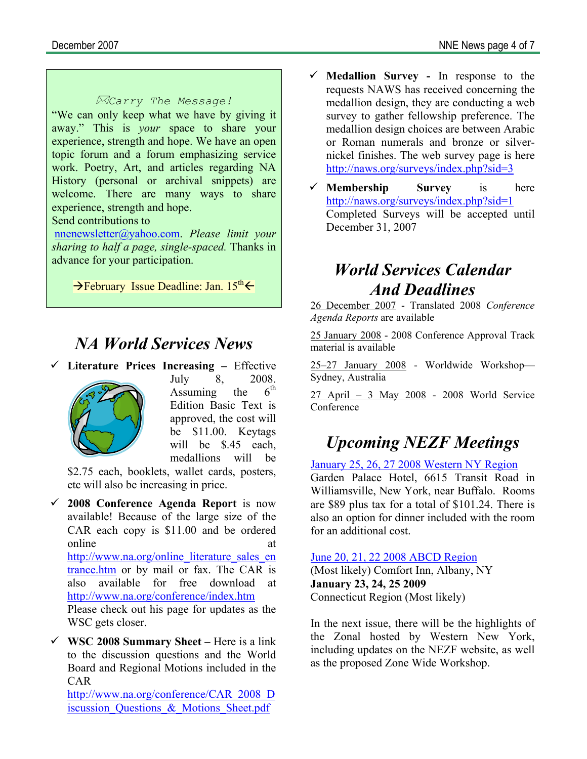✉Carry The Message!

"We can only keep what we have by giving it away." This is *your* space to share your experience, strength and hope. We have an open topic forum and a forum emphasizing service work. Poetry, Art, and articles regarding NA History (personal or archival snippets) are welcome. There are many ways to share experience, strength and hope.

Send contributions to nnenewsletter@yahoo.com. *Please limit your sharing to half a page, single-spaced.* Thanks in advance for your participation.

→February Issue Deadline: Jan. 15th←

# NA World Services News

- **Literature Prices Increasing** – Effective July 8, 2008. Assuming the 6th Edition Basic Text is approved, the cost will be $11.00. Keytags will be $.45 each, medallions will be $2.75 each, booklets, wallet cards, posters, etc will also be increasing in price.
- **2008 Conference Agenda Report** is now available! Because of the large size of the CAR each copy is $11.00 and be ordered online at http://www.na.org/online_literature_sales_entrance.htm or by mail or fax. The CAR is also available for free download at http://www.na.org/conference/index.htm Please check out his page for updates as the WSC gets closer.
- **WSC 2008 Summary Sheet** – Here is a link to the discussion questions and the World Board and Regional Motions included in the CAR http://www.na.org/conference/CAR_2008_Discussion_Questions_&_Motions_Sheet.pdf
- **Medallion Survey** - In response to the requests NAWS has received concerning the medallion design, they are conducting a web survey to gather fellowship preference. The medallion design choices are between Arabic or Roman numerals and bronze or silver-nickel finishes. The web survey page is here http://naws.org/surveys/index.php?sid=3
- **Membership Survey** is here http://naws.org/surveys/index.php?sid=1 Completed Surveys will be accepted until December 31, 2007

# World Services Calendar And Deadlines

26 December 2007 - Translated 2008 *Conference Agenda Reports* are available

25 January 2008 - 2008 Conference Approval Track material is available

25–27 January 2008 - Worldwide Workshop—Sydney, Australia

27 April – 3 May 2008 - 2008 World Service Conference

# Upcoming NEZF Meetings

January 25, 26, 27 2008 Western NY Region
Garden Palace Hotel, 6615 Transit Road in Williamsville, New York, near Buffalo. Rooms are $89 plus tax for a total of $101.24. There is also an option for dinner included with the room for an additional cost.

June 20, 21, 22 2008 ABCD Region
(Most likely) Comfort Inn, Albany, NY
**January 23, 24, 25 2009**
Connecticut Region (Most likely)

In the next issue, there will be the highlights of the Zonal hosted by Western New York, including updates on the NEZF website, as well as the proposed Zone Wide Workshop.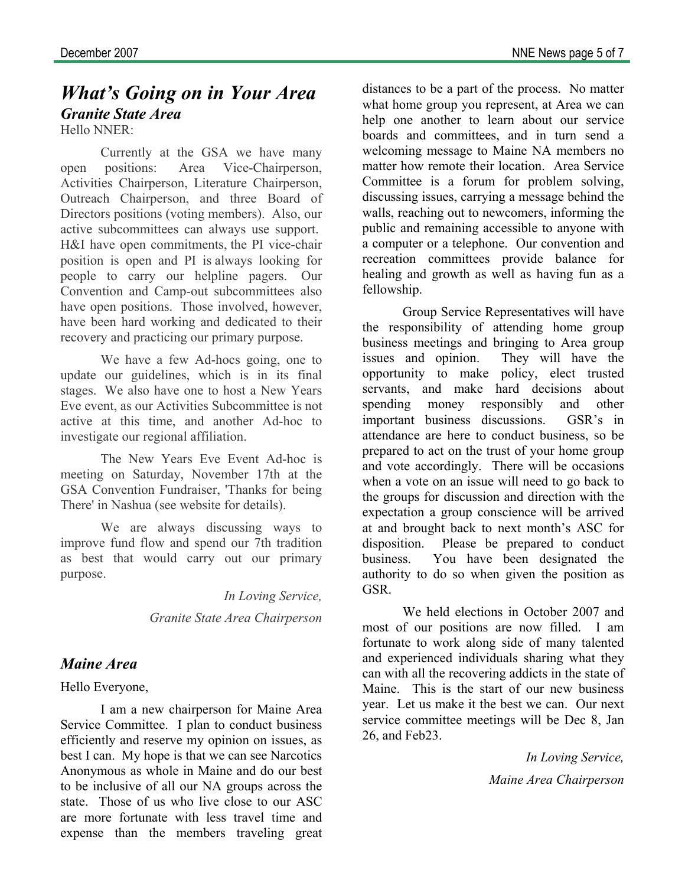# *What's Going on in Your Area*

## *Granite State Area*

Hello NNER:

Currently at the GSA we have many open positions: Area Vice-Chairperson, Activities Chairperson, Literature Chairperson, Outreach Chairperson, and three Board of Directors positions (voting members). Also, our active subcommittees can always use support. H&I have open commitments, the PI vice-chair position is open and PI is always looking for people to carry our helpline pagers. Our Convention and Camp-out subcommittees also have open positions. Those involved, however, have been hard working and dedicated to their recovery and practicing our primary purpose.

We have a few Ad-hocs going, one to update our guidelines, which is in its final stages. We also have one to host a New Years Eve event, as our Activities Subcommittee is not active at this time, and another Ad-hoc to investigate our regional affiliation.

The New Years Eve Event Ad-hoc is meeting on Saturday, November 17th at the GSA Convention Fundraiser, 'Thanks for being There' in Nashua (see website for details).

We are always discussing ways to improve fund flow and spend our 7th tradition as best that would carry out our primary purpose.

*In Loving Service,*

*Granite State Area Chairperson*

## *Maine Area*

Hello Everyone,

I am a new chairperson for Maine Area Service Committee. I plan to conduct business efficiently and reserve my opinion on issues, as best I can. My hope is that we can see Narcotics Anonymous as whole in Maine and do our best to be inclusive of all our NA groups across the state. Those of us who live close to our ASC are more fortunate with less travel time and expense than the members traveling great distances to be a part of the process. No matter what home group you represent, at Area we can help one another to learn about our service boards and committees, and in turn send a welcoming message to Maine NA members no matter how remote their location. Area Service Committee is a forum for problem solving, discussing issues, carrying a message behind the walls, reaching out to newcomers, informing the public and remaining accessible to anyone with a computer or a telephone. Our convention and recreation committees provide balance for healing and growth as well as having fun as a fellowship.

Group Service Representatives will have the responsibility of attending home group business meetings and bringing to Area group issues and opinion. They will have the opportunity to make policy, elect trusted servants, and make hard decisions about spending money responsibly and other important business discussions. GSR's in attendance are here to conduct business, so be prepared to act on the trust of your home group and vote accordingly. There will be occasions when a vote on an issue will need to go back to the groups for discussion and direction with the expectation a group conscience will be arrived at and brought back to next month's ASC for disposition. Please be prepared to conduct business. You have been designated the authority to do so when given the position as GSR.

We held elections in October 2007 and most of our positions are now filled. I am fortunate to work along side of many talented and experienced individuals sharing what they can with all the recovering addicts in the state of Maine. This is the start of our new business year. Let us make it the best we can. Our next service committee meetings will be Dec 8, Jan 26, and Feb23.

*In Loving Service,*

*Maine Area Chairperson*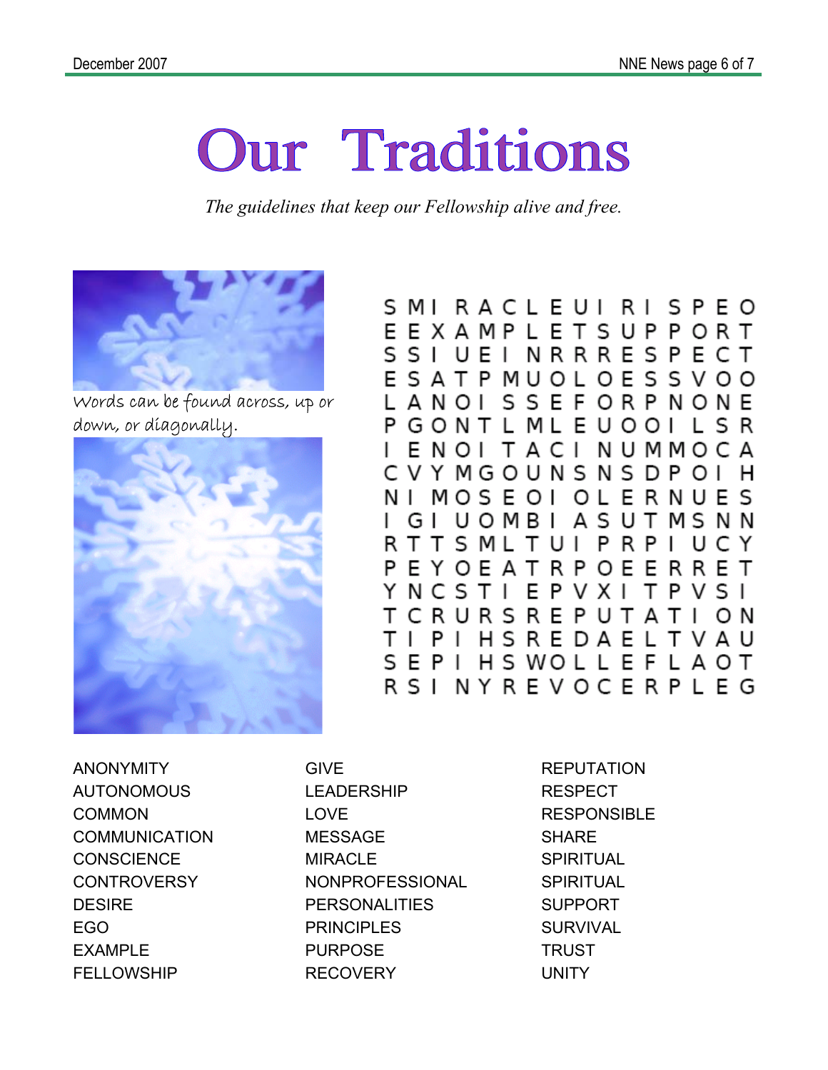# Our Traditions

*The guidelines that keep our Fellowship alive and free.*

Words can be found across, up or down, or diagonally.

```
S M I R A C L E U I R I S P E O
E E X A M P L E T S U P P O R T
S S I U E I N R R R E S P E C T
E S A T P M U O L O E S S V O O
L A N O I S S E F O R P N O N E
P G O N T L M L E U O O I L S R
I E N O I T A C I N U M M O C A
C V Y M G O U N S N S D P O I H
N I M O S E O I O L E R N U E S
I G I U O M B I A S U T M S N N
R T T S M L T U I P R P I U C Y
P E Y O E A T R P O E E R R E T
Y N C S T I E P V X I T P V S I
T C R U R S R E P U T A T I O N
T I P I H S R E D A E L T V A U
S E P I H S W O L L E F L A O T
R S I N Y R E V O C E R P L E G
```

ANONYMITY
AUTONOMOUS
COMMON
COMMUNICATION
CONSCIENCE
CONTROVERSY
DESIRE
EGO
EXAMPLE
FELLOWSHIP
GIVE
LEADERSHIP
LOVE
MESSAGE
MIRACLE
NONPROFESSIONAL
PERSONALITIES
PRINCIPLES
PURPOSE
RECOVERY
REPUTATION
RESPECT
RESPONSIBLE
SHARE
SPIRITUAL
SPIRITUAL
SUPPORT
SURVIVAL
TRUST
UNITY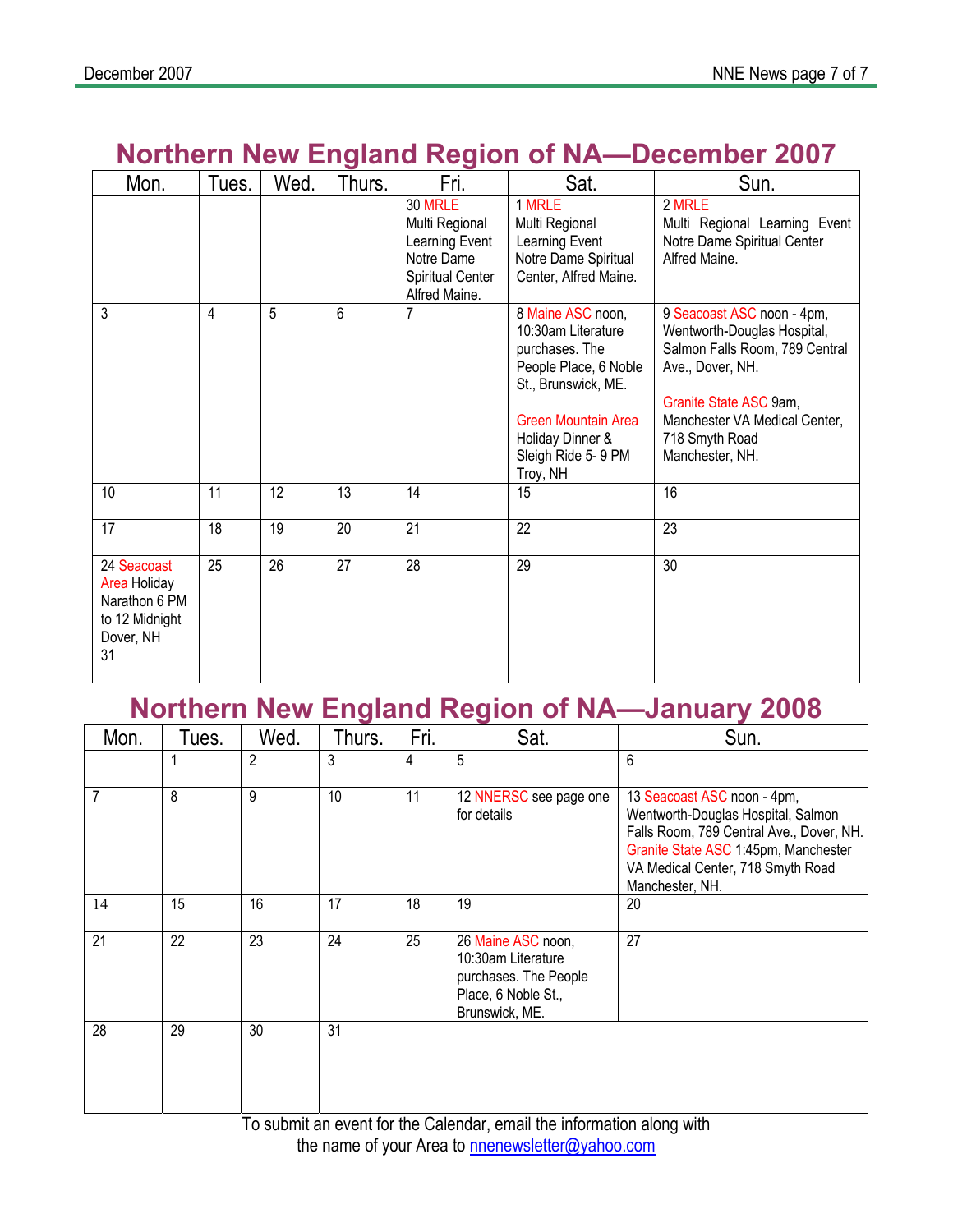## Northern New England Region of NA—December 2007

| Mon. | Tues. | Wed. | Thurs. | Fri. | Sat. | Sun. |
|---|---|---|---|---|---|---|
| | | | | 30 MRLE Multi Regional Learning Event Notre Dame Spiritual Center Alfred Maine. | 1 MRLE Multi Regional Learning Event Notre Dame Spiritual Center, Alfred Maine. | 2 MRLE Multi Regional Learning Event Notre Dame Spiritual Center Alfred Maine. |
| 3 | 4 | 5 | 6 | 7 | 8 Maine ASC noon, 10:30am Literature purchases. The People Place, 6 Noble St., Brunswick, ME. Green Mountain Area Holiday Dinner & Sleigh Ride 5- 9 PM Troy, NH | 9 Seacoast ASC noon - 4pm, Wentworth-Douglas Hospital, Salmon Falls Room, 789 Central Ave., Dover, NH. Granite State ASC 9am, Manchester VA Medical Center, 718 Smyth Road Manchester, NH. |
| 10 | 11 | 12 | 13 | 14 | 15 | 16 |
| 17 | 18 | 19 | 20 | 21 | 22 | 23 |
| 24 Seacoast Area Holiday Narathon 6 PM to 12 Midnight Dover, NH | 25 | 26 | 27 | 28 | 29 | 30 |
| 31 | | | | | | |

## Northern New England Region of NA—January 2008

| Mon. | Tues. | Wed. | Thurs. | Fri. | Sat. | Sun. |
|---|---|---|---|---|---|---|
| | 1 | 2 | 3 | 4 | 5 | 6 |
| 7 | 8 | 9 | 10 | 11 | 12 NNERSC see page one for details | 13 Seacoast ASC noon - 4pm, Wentworth-Douglas Hospital, Salmon Falls Room, 789 Central Ave., Dover, NH. Granite State ASC 1:45pm, Manchester VA Medical Center, 718 Smyth Road Manchester, NH. |
| 14 | 15 | 16 | 17 | 18 | 19 | 20 |
| 21 | 22 | 23 | 24 | 25 | 26 Maine ASC noon, 10:30am Literature purchases. The People Place, 6 Noble St., Brunswick, ME. | 27 |
| 28 | 29 | 30 | 31 | | | |

To submit an event for the Calendar, email the information along with the name of your Area to nnenewsletter@yahoo.com